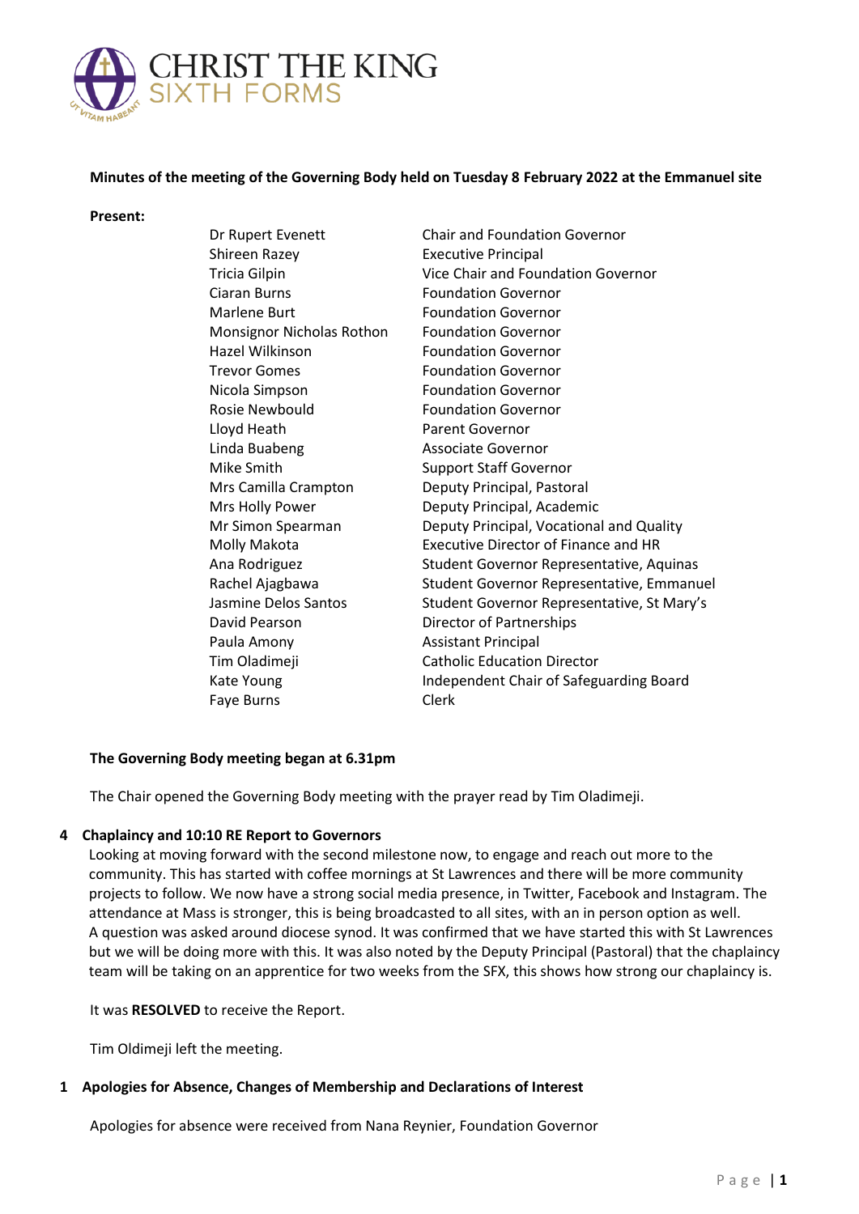# CHRIST THE KING SIXTH FORMS

**Minutes of the meeting of the Governing Body held on Tuesday 8 February 2022 at the Emmanuel site**

**Present:**

| | |
|---|---|
| Dr Rupert Evenett | Chair and Foundation Governor |
| Shireen Razey | Executive Principal |
| Tricia Gilpin | Vice Chair and Foundation Governor |
| Ciaran Burns | Foundation Governor |
| Marlene Burt | Foundation Governor |
| Monsignor Nicholas Rothon | Foundation Governor |
| Hazel Wilkinson | Foundation Governor |
| Trevor Gomes | Foundation Governor |
| Nicola Simpson | Foundation Governor |
| Rosie Newbould | Foundation Governor |
| Lloyd Heath | Parent Governor |
| Linda Buabeng | Associate Governor |
| Mike Smith | Support Staff Governor |
| Mrs Camilla Crampton | Deputy Principal, Pastoral |
| Mrs Holly Power | Deputy Principal, Academic |
| Mr Simon Spearman | Deputy Principal, Vocational and Quality |
| Molly Makota | Executive Director of Finance and HR |
| Ana Rodriguez | Student Governor Representative, Aquinas |
| Rachel Ajagbawa | Student Governor Representative, Emmanuel |
| Jasmine Delos Santos | Student Governor Representative, St Mary's |
| David Pearson | Director of Partnerships |
| Paula Amony | Assistant Principal |
| Tim Oladimeji | Catholic Education Director |
| Kate Young | Independent Chair of Safeguarding Board |
| Faye Burns | Clerk |

**The Governing Body meeting began at 6.31pm**

The Chair opened the Governing Body meeting with the prayer read by Tim Oladimeji.

**4 Chaplaincy and 10:10 RE Report to Governors**

Looking at moving forward with the second milestone now, to engage and reach out more to the community. This has started with coffee mornings at St Lawrences and there will be more community projects to follow. We now have a strong social media presence, in Twitter, Facebook and Instagram. The attendance at Mass is stronger, this is being broadcasted to all sites, with an in person option as well. A question was asked around diocese synod. It was confirmed that we have started this with St Lawrences but we will be doing more with this. It was also noted by the Deputy Principal (Pastoral) that the chaplaincy team will be taking on an apprentice for two weeks from the SFX, this shows how strong our chaplaincy is.

It was **RESOLVED** to receive the Report.

Tim Oldimeji left the meeting.

**1 Apologies for Absence, Changes of Membership and Declarations of Interest**

Apologies for absence were received from Nana Reynier, Foundation Governor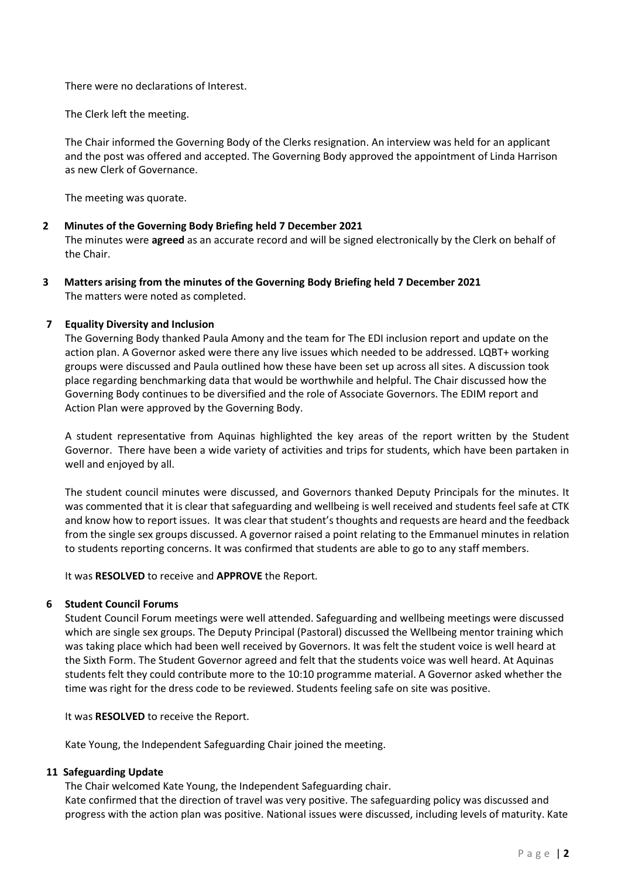There were no declarations of Interest.

The Clerk left the meeting.

The Chair informed the Governing Body of the Clerks resignation. An interview was held for an applicant and the post was offered and accepted. The Governing Body approved the appointment of Linda Harrison as new Clerk of Governance.

The meeting was quorate.

**2 Minutes of the Governing Body Briefing held 7 December 2021**

The minutes were **agreed** as an accurate record and will be signed electronically by the Clerk on behalf of the Chair.

**3 Matters arising from the minutes of the Governing Body Briefing held 7 December 2021**

The matters were noted as completed.

**7 Equality Diversity and Inclusion**

The Governing Body thanked Paula Amony and the team for The EDI inclusion report and update on the action plan. A Governor asked were there any live issues which needed to be addressed. LQBT+ working groups were discussed and Paula outlined how these have been set up across all sites. A discussion took place regarding benchmarking data that would be worthwhile and helpful. The Chair discussed how the Governing Body continues to be diversified and the role of Associate Governors. The EDIM report and Action Plan were approved by the Governing Body.

A student representative from Aquinas highlighted the key areas of the report written by the Student Governor. There have been a wide variety of activities and trips for students, which have been partaken in well and enjoyed by all.

The student council minutes were discussed, and Governors thanked Deputy Principals for the minutes. It was commented that it is clear that safeguarding and wellbeing is well received and students feel safe at CTK and know how to report issues. It was clear that student's thoughts and requests are heard and the feedback from the single sex groups discussed. A governor raised a point relating to the Emmanuel minutes in relation to students reporting concerns. It was confirmed that students are able to go to any staff members.

It was **RESOLVED** to receive and **APPROVE** the Report.

**6 Student Council Forums**

Student Council Forum meetings were well attended. Safeguarding and wellbeing meetings were discussed which are single sex groups. The Deputy Principal (Pastoral) discussed the Wellbeing mentor training which was taking place which had been well received by Governors. It was felt the student voice is well heard at the Sixth Form. The Student Governor agreed and felt that the students voice was well heard. At Aquinas students felt they could contribute more to the 10:10 programme material. A Governor asked whether the time was right for the dress code to be reviewed. Students feeling safe on site was positive.

It was **RESOLVED** to receive the Report.

Kate Young, the Independent Safeguarding Chair joined the meeting.

**11 Safeguarding Update**

The Chair welcomed Kate Young, the Independent Safeguarding chair.
Kate confirmed that the direction of travel was very positive. The safeguarding policy was discussed and progress with the action plan was positive. National issues were discussed, including levels of maturity. Kate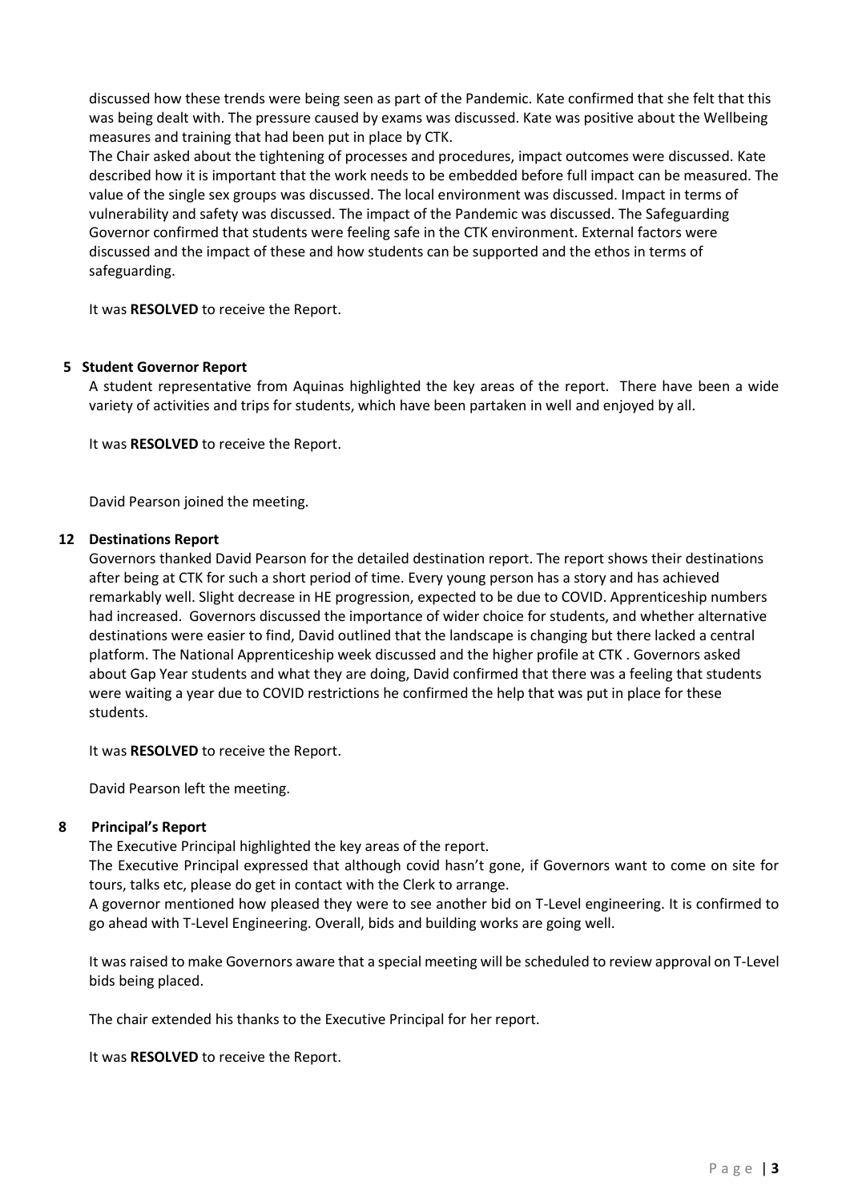discussed how these trends were being seen as part of the Pandemic. Kate confirmed that she felt that this was being dealt with. The pressure caused by exams was discussed. Kate was positive about the Wellbeing measures and training that had been put in place by CTK.
The Chair asked about the tightening of processes and procedures, impact outcomes were discussed. Kate described how it is important that the work needs to be embedded before full impact can be measured. The value of the single sex groups was discussed. The local environment was discussed. Impact in terms of vulnerability and safety was discussed. The impact of the Pandemic was discussed. The Safeguarding Governor confirmed that students were feeling safe in the CTK environment. External factors were discussed and the impact of these and how students can be supported and the ethos in terms of safeguarding.

It was **RESOLVED** to receive the Report.

**5 Student Governor Report**

A student representative from Aquinas highlighted the key areas of the report. There have been a wide variety of activities and trips for students, which have been partaken in well and enjoyed by all.

It was **RESOLVED** to receive the Report.

David Pearson joined the meeting.

**12 Destinations Report**

Governors thanked David Pearson for the detailed destination report. The report shows their destinations after being at CTK for such a short period of time. Every young person has a story and has achieved remarkably well. Slight decrease in HE progression, expected to be due to COVID. Apprenticeship numbers had increased. Governors discussed the importance of wider choice for students, and whether alternative destinations were easier to find, David outlined that the landscape is changing but there lacked a central platform. The National Apprenticeship week discussed and the higher profile at CTK . Governors asked about Gap Year students and what they are doing, David confirmed that there was a feeling that students were waiting a year due to COVID restrictions he confirmed the help that was put in place for these students.

It was **RESOLVED** to receive the Report.

David Pearson left the meeting.

**8 Principal's Report**

The Executive Principal highlighted the key areas of the report.
The Executive Principal expressed that although covid hasn't gone, if Governors want to come on site for tours, talks etc, please do get in contact with the Clerk to arrange.
A governor mentioned how pleased they were to see another bid on T-Level engineering. It is confirmed to go ahead with T-Level Engineering. Overall, bids and building works are going well.

It was raised to make Governors aware that a special meeting will be scheduled to review approval on T-Level bids being placed.

The chair extended his thanks to the Executive Principal for her report.

It was **RESOLVED** to receive the Report.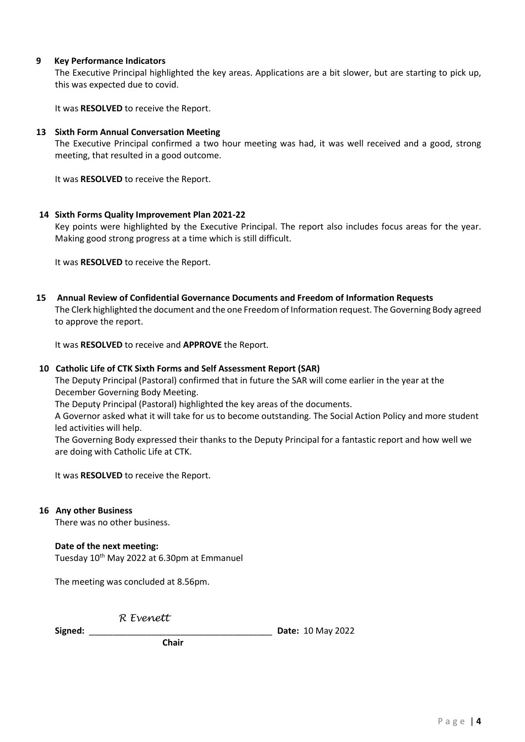**9 Key Performance Indicators**

The Executive Principal highlighted the key areas. Applications are a bit slower, but are starting to pick up, this was expected due to covid.

It was **RESOLVED** to receive the Report.

**13 Sixth Form Annual Conversation Meeting**

The Executive Principal confirmed a two hour meeting was had, it was well received and a good, strong meeting, that resulted in a good outcome.

It was **RESOLVED** to receive the Report.

**14 Sixth Forms Quality Improvement Plan 2021-22**

Key points were highlighted by the Executive Principal. The report also includes focus areas for the year. Making good strong progress at a time which is still difficult.

It was **RESOLVED** to receive the Report.

**15 Annual Review of Confidential Governance Documents and Freedom of Information Requests**

The Clerk highlighted the document and the one Freedom of Information request. The Governing Body agreed to approve the report.

It was **RESOLVED** to receive and **APPROVE** the Report.

**10 Catholic Life of CTK Sixth Forms and Self Assessment Report (SAR)**

The Deputy Principal (Pastoral) confirmed that in future the SAR will come earlier in the year at the December Governing Body Meeting.

The Deputy Principal (Pastoral) highlighted the key areas of the documents.

A Governor asked what it will take for us to become outstanding. The Social Action Policy and more student led activities will help.

The Governing Body expressed their thanks to the Deputy Principal for a fantastic report and how well we are doing with Catholic Life at CTK.

It was **RESOLVED** to receive the Report.

**16 Any other Business**

There was no other business.

**Date of the next meeting:**

Tuesday 10th May 2022 at 6.30pm at Emmanuel

The meeting was concluded at 8.56pm.

*R Evenett*

**Signed:** ______________________________________ **Date:** 10 May 2022

**Chair**